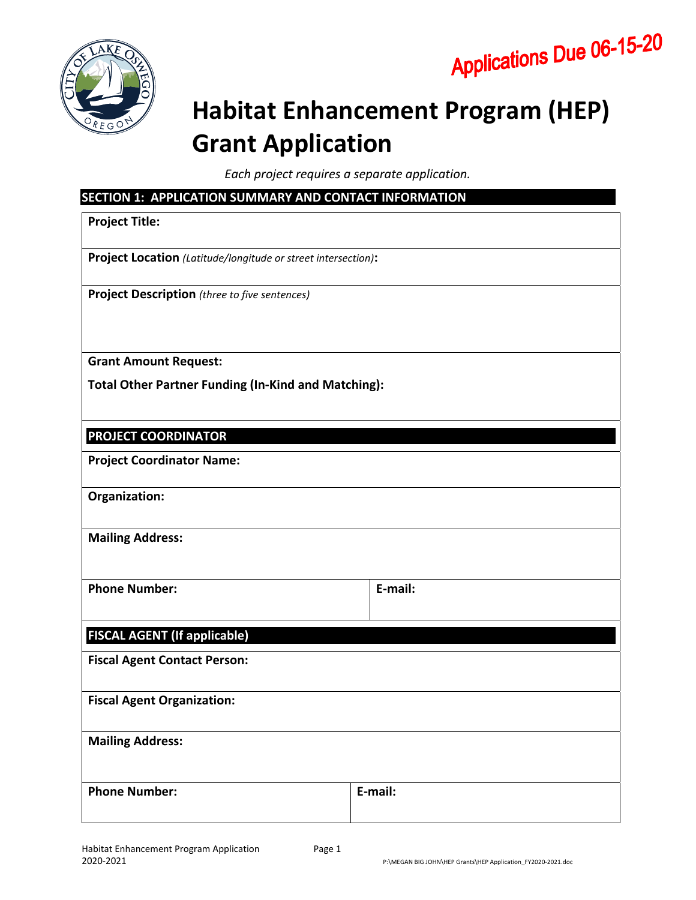**Applications Due 06-15-20**

# Habitat Enhancement Program (HEP) Grant Application

*Each project requires a separate application.*

## SECTION 1: APPLICATION SUMMARY AND CONTACT INFORMATION

**Project Title:**

**Project Location** *(Latitude/longitude or street intersection)***:**

**Project Description** *(three to five sentences)*

**Grant Amount Request:**

**Total Other Partner Funding (In-Kind and Matching):**

### PROJECT COORDINATOR

**Project Coordinator Name:**

**Organization:**

**Mailing Address:**

| **Phone Number:** | **E-mail:** |
|---|---|

### FISCAL AGENT (If applicable)

**Fiscal Agent Contact Person:**

**Fiscal Agent Organization:**

**Mailing Address:**

| **Phone Number:** | **E-mail:** |
|---|---|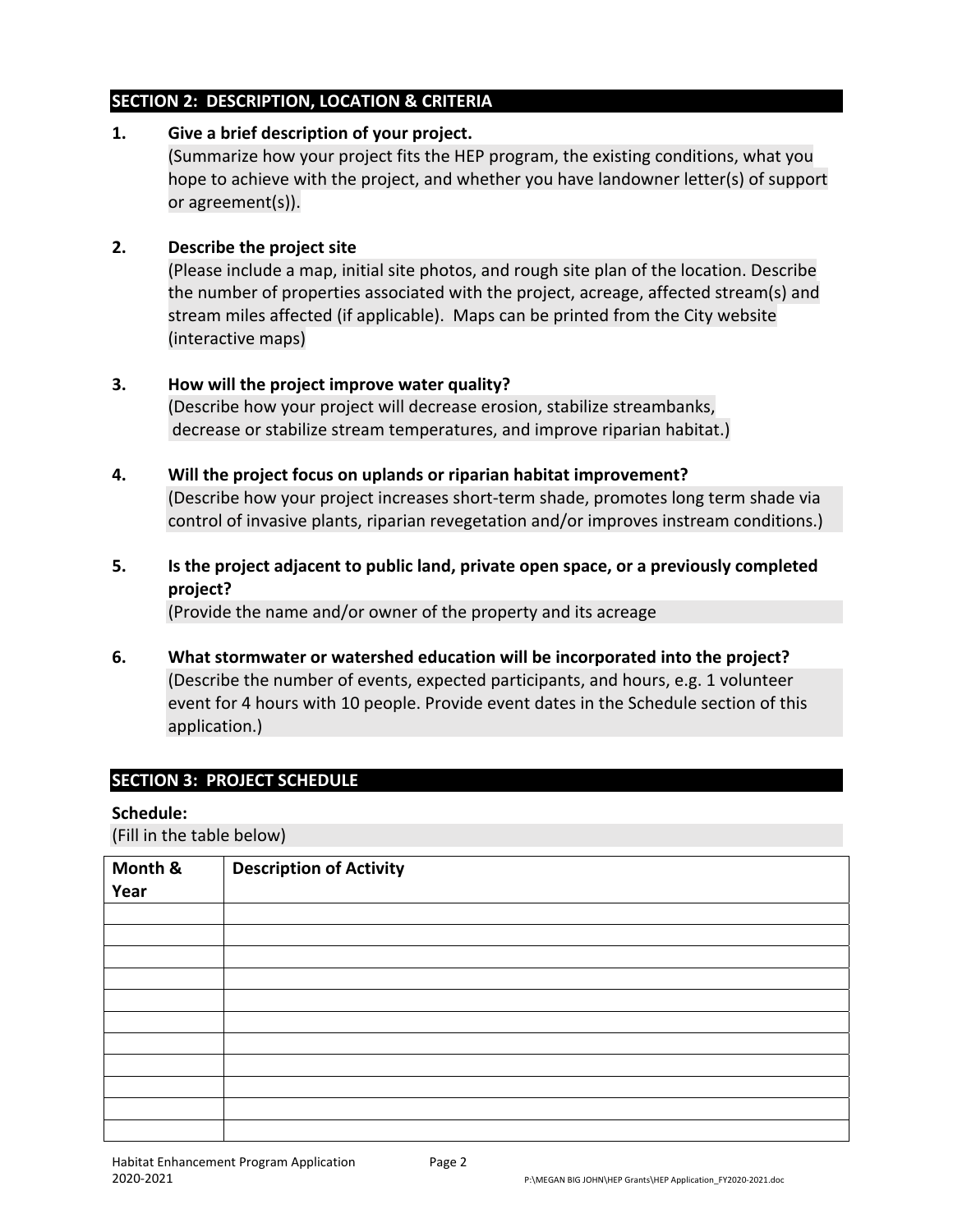## SECTION 2: DESCRIPTION, LOCATION & CRITERIA

1. **Give a brief description of your project.**
   (Summarize how your project fits the HEP program, the existing conditions, what you hope to achieve with the project, and whether you have landowner letter(s) of support or agreement(s)).

2. **Describe the project site**
   (Please include a map, initial site photos, and rough site plan of the location. Describe the number of properties associated with the project, acreage, affected stream(s) and stream miles affected (if applicable). Maps can be printed from the City website (interactive maps)

3. **How will the project improve water quality?**
   (Describe how your project will decrease erosion, stabilize streambanks, decrease or stabilize stream temperatures, and improve riparian habitat.)

4. **Will the project focus on uplands or riparian habitat improvement?**
   (Describe how your project increases short-term shade, promotes long term shade via control of invasive plants, riparian revegetation and/or improves instream conditions.)

5. **Is the project adjacent to public land, private open space, or a previously completed project?**
   (Provide the name and/or owner of the property and its acreage

6. **What stormwater or watershed education will be incorporated into the project?**
   (Describe the number of events, expected participants, and hours, e.g. 1 volunteer event for 4 hours with 10 people. Provide event dates in the Schedule section of this application.)

## SECTION 3: PROJECT SCHEDULE

**Schedule:**

(Fill in the table below)

| Month & Year | Description of Activity |
|---|---|
| | |
| | |
| | |
| | |
| | |
| | |
| | |
| | |
| | |
| | |
| | |

Habitat Enhancement Program Application 2020-2021

P:\MEGAN BIG JOHN\HEP Grants\HEP Application_FY2020-2021.doc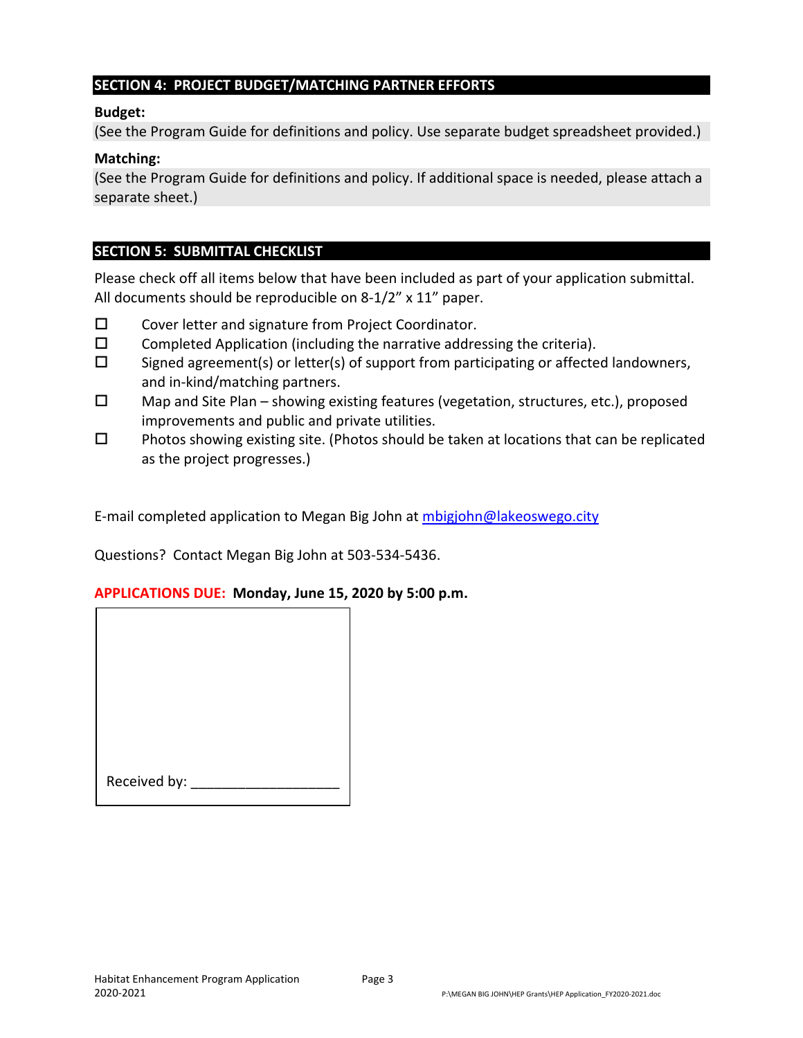## SECTION 4: PROJECT BUDGET/MATCHING PARTNER EFFORTS

**Budget:**

(See the Program Guide for definitions and policy. Use separate budget spreadsheet provided.)

**Matching:**

(See the Program Guide for definitions and policy. If additional space is needed, please attach a separate sheet.)

## SECTION 5: SUBMITTAL CHECKLIST

Please check off all items below that have been included as part of your application submittal. All documents should be reproducible on 8-1/2" x 11" paper.

- ☐ Cover letter and signature from Project Coordinator.
- ☐ Completed Application (including the narrative addressing the criteria).
- ☐ Signed agreement(s) or letter(s) of support from participating or affected landowners, and in-kind/matching partners.
- ☐ Map and Site Plan – showing existing features (vegetation, structures, etc.), proposed improvements and public and private utilities.
- ☐ Photos showing existing site. (Photos should be taken at locations that can be replicated as the project progresses.)

E-mail completed application to Megan Big John at mbigjohn@lakeoswego.city

Questions? Contact Megan Big John at 503-534-5436.

**APPLICATIONS DUE: Monday, June 15, 2020 by 5:00 p.m.**

Received by: ___________________